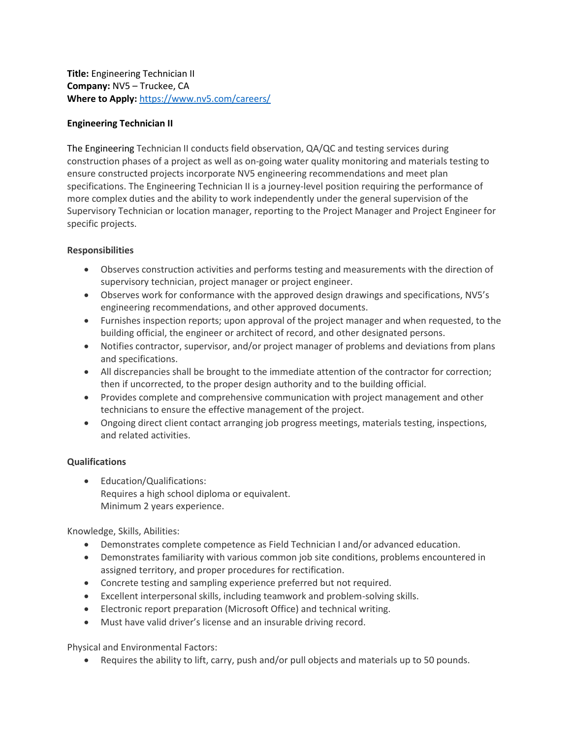**Title:** Engineering Technician II
**Company:** NV5 – Truckee, CA
**Where to Apply:** [https://www.nv5.com/careers/](https://www.nv5.com/careers/)

**Engineering Technician II**

The Engineering Technician II conducts field observation, QA/QC and testing services during construction phases of a project as well as on-going water quality monitoring and materials testing to ensure constructed projects incorporate NV5 engineering recommendations and meet plan specifications. The Engineering Technician II is a journey-level position requiring the performance of more complex duties and the ability to work independently under the general supervision of the Supervisory Technician or location manager, reporting to the Project Manager and Project Engineer for specific projects.

**Responsibilities**

- Observes construction activities and performs testing and measurements with the direction of supervisory technician, project manager or project engineer.
- Observes work for conformance with the approved design drawings and specifications, NV5's engineering recommendations, and other approved documents.
- Furnishes inspection reports; upon approval of the project manager and when requested, to the building official, the engineer or architect of record, and other designated persons.
- Notifies contractor, supervisor, and/or project manager of problems and deviations from plans and specifications.
- All discrepancies shall be brought to the immediate attention of the contractor for correction; then if uncorrected, to the proper design authority and to the building official.
- Provides complete and comprehensive communication with project management and other technicians to ensure the effective management of the project.
- Ongoing direct client contact arranging job progress meetings, materials testing, inspections, and related activities.

**Qualifications**

- Education/Qualifications:
  Requires a high school diploma or equivalent.
  Minimum 2 years experience.

Knowledge, Skills, Abilities:

- Demonstrates complete competence as Field Technician I and/or advanced education.
- Demonstrates familiarity with various common job site conditions, problems encountered in assigned territory, and proper procedures for rectification.
- Concrete testing and sampling experience preferred but not required.
- Excellent interpersonal skills, including teamwork and problem-solving skills.
- Electronic report preparation (Microsoft Office) and technical writing.
- Must have valid driver's license and an insurable driving record.

Physical and Environmental Factors:

- Requires the ability to lift, carry, push and/or pull objects and materials up to 50 pounds.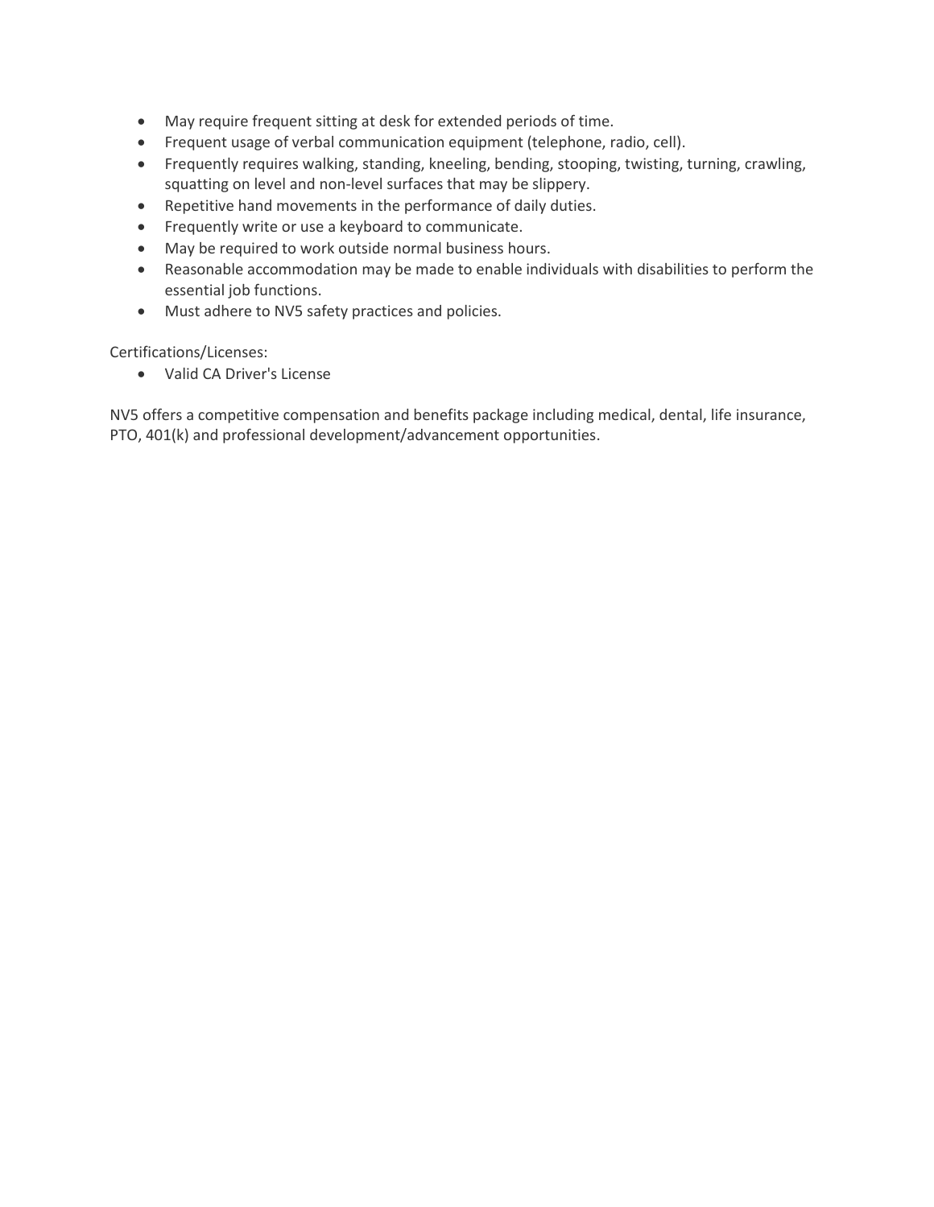- May require frequent sitting at desk for extended periods of time.
- Frequent usage of verbal communication equipment (telephone, radio, cell).
- Frequently requires walking, standing, kneeling, bending, stooping, twisting, turning, crawling, squatting on level and non-level surfaces that may be slippery.
- Repetitive hand movements in the performance of daily duties.
- Frequently write or use a keyboard to communicate.
- May be required to work outside normal business hours.
- Reasonable accommodation may be made to enable individuals with disabilities to perform the essential job functions.
- Must adhere to NV5 safety practices and policies.

Certifications/Licenses:

- Valid CA Driver's License

NV5 offers a competitive compensation and benefits package including medical, dental, life insurance, PTO, 401(k) and professional development/advancement opportunities.